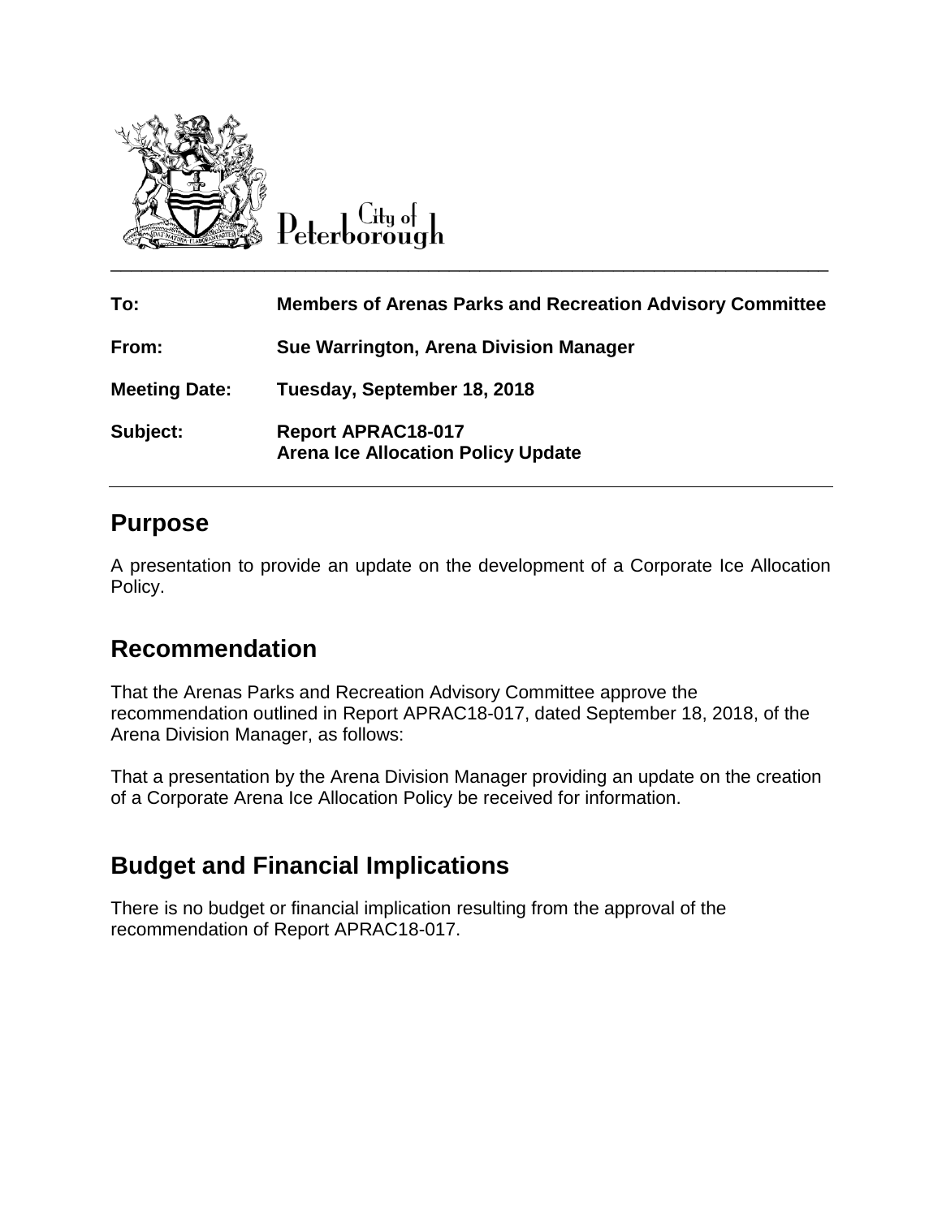City of Peterborough

| | |
|---|---|
| **To:** | **Members of Arenas Parks and Recreation Advisory Committee** |
| **From:** | **Sue Warrington, Arena Division Manager** |
| **Meeting Date:** | **Tuesday, September 18, 2018** |
| **Subject:** | **Report APRAC18-017**<br>**Arena Ice Allocation Policy Update** |

## Purpose

A presentation to provide an update on the development of a Corporate Ice Allocation Policy.

## Recommendation

That the Arenas Parks and Recreation Advisory Committee approve the recommendation outlined in Report APRAC18-017, dated September 18, 2018, of the Arena Division Manager, as follows:

That a presentation by the Arena Division Manager providing an update on the creation of a Corporate Arena Ice Allocation Policy be received for information.

## Budget and Financial Implications

There is no budget or financial implication resulting from the approval of the recommendation of Report APRAC18-017.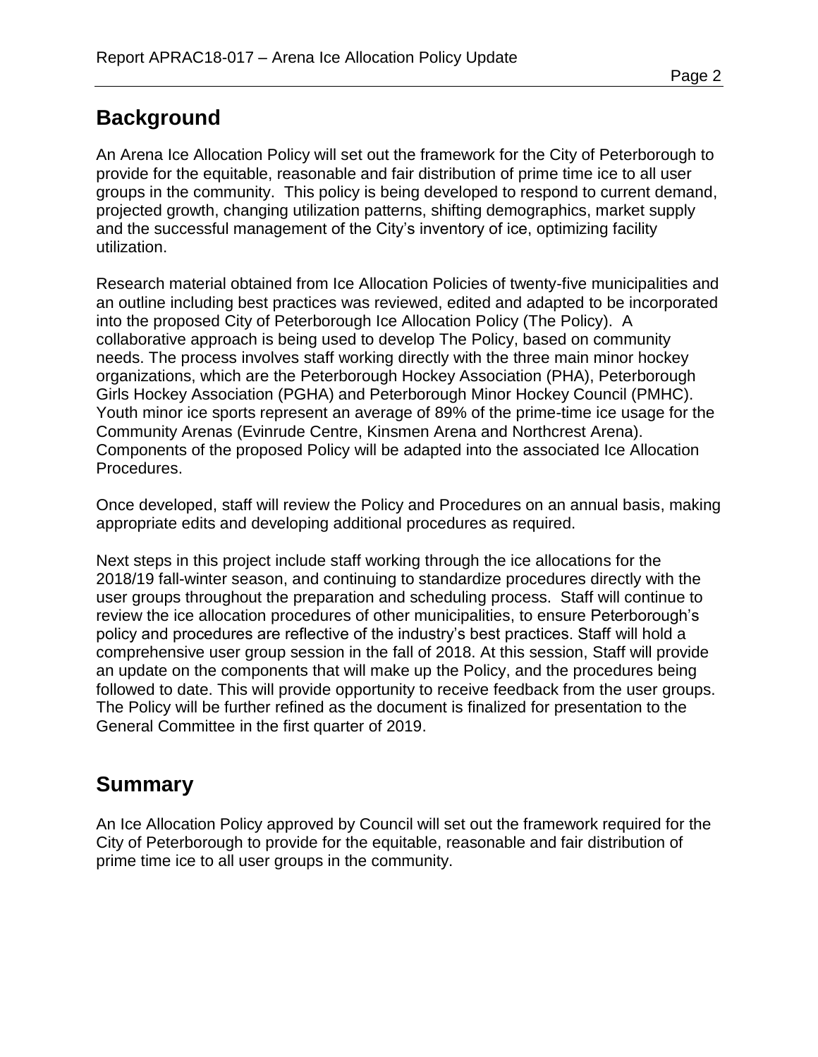## Background

An Arena Ice Allocation Policy will set out the framework for the City of Peterborough to provide for the equitable, reasonable and fair distribution of prime time ice to all user groups in the community. This policy is being developed to respond to current demand, projected growth, changing utilization patterns, shifting demographics, market supply and the successful management of the City's inventory of ice, optimizing facility utilization.

Research material obtained from Ice Allocation Policies of twenty-five municipalities and an outline including best practices was reviewed, edited and adapted to be incorporated into the proposed City of Peterborough Ice Allocation Policy (The Policy). A collaborative approach is being used to develop The Policy, based on community needs. The process involves staff working directly with the three main minor hockey organizations, which are the Peterborough Hockey Association (PHA), Peterborough Girls Hockey Association (PGHA) and Peterborough Minor Hockey Council (PMHC). Youth minor ice sports represent an average of 89% of the prime-time ice usage for the Community Arenas (Evinrude Centre, Kinsmen Arena and Northcrest Arena). Components of the proposed Policy will be adapted into the associated Ice Allocation Procedures.

Once developed, staff will review the Policy and Procedures on an annual basis, making appropriate edits and developing additional procedures as required.

Next steps in this project include staff working through the ice allocations for the 2018/19 fall-winter season, and continuing to standardize procedures directly with the user groups throughout the preparation and scheduling process. Staff will continue to review the ice allocation procedures of other municipalities, to ensure Peterborough's policy and procedures are reflective of the industry's best practices. Staff will hold a comprehensive user group session in the fall of 2018. At this session, Staff will provide an update on the components that will make up the Policy, and the procedures being followed to date. This will provide opportunity to receive feedback from the user groups. The Policy will be further refined as the document is finalized for presentation to the General Committee in the first quarter of 2019.

## Summary

An Ice Allocation Policy approved by Council will set out the framework required for the City of Peterborough to provide for the equitable, reasonable and fair distribution of prime time ice to all user groups in the community.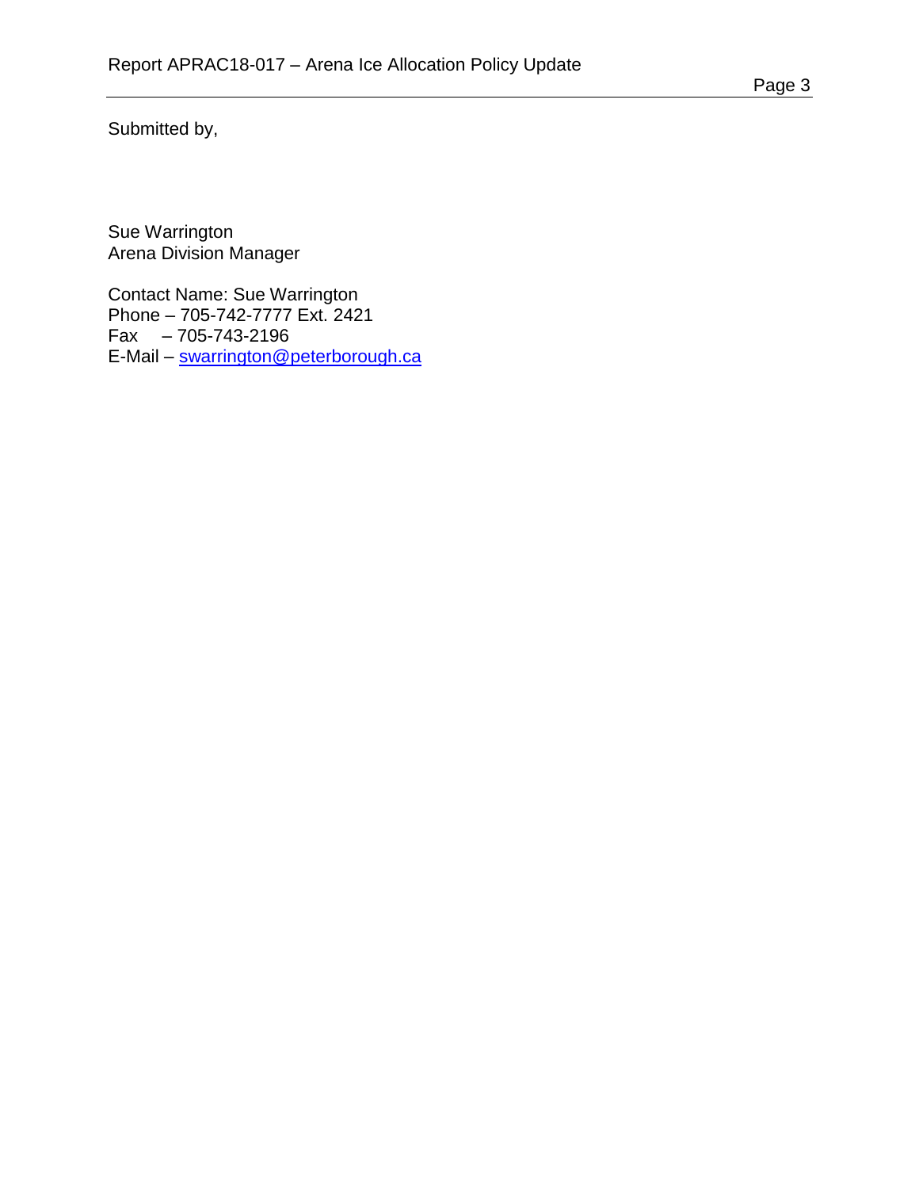Submitted by,

Sue Warrington
Arena Division Manager

Contact Name: Sue Warrington
Phone – 705-742-7777 Ext. 2421
Fax – 705-743-2196
E-Mail – swarrington@peterborough.ca